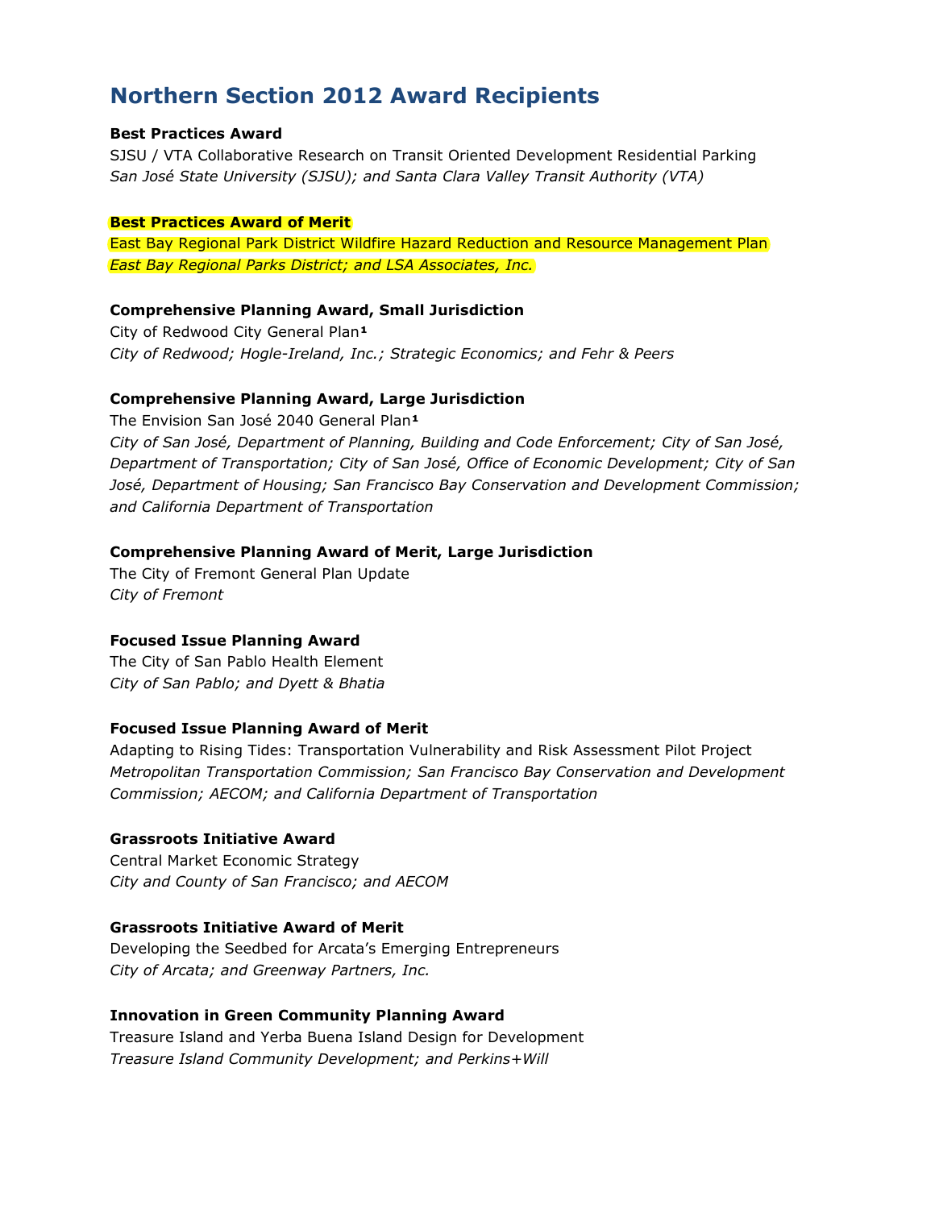# Northern Section 2012 Award Recipients

**Best Practices Award**
SJSU / VTA Collaborative Research on Transit Oriented Development Residential Parking
*San José State University (SJSU); and Santa Clara Valley Transit Authority (VTA)*

**Best Practices Award of Merit**
East Bay Regional Park District Wildfire Hazard Reduction and Resource Management Plan
*East Bay Regional Parks District; and LSA Associates, Inc.*

**Comprehensive Planning Award, Small Jurisdiction**
City of Redwood City General Plan[1]
*City of Redwood; Hogle-Ireland, Inc.; Strategic Economics; and Fehr & Peers*

**Comprehensive Planning Award, Large Jurisdiction**
The Envision San José 2040 General Plan[1]
*City of San José, Department of Planning, Building and Code Enforcement; City of San José, Department of Transportation; City of San José, Office of Economic Development; City of San José, Department of Housing; San Francisco Bay Conservation and Development Commission; and California Department of Transportation*

**Comprehensive Planning Award of Merit, Large Jurisdiction**
The City of Fremont General Plan Update
*City of Fremont*

**Focused Issue Planning Award**
The City of San Pablo Health Element
*City of San Pablo; and Dyett & Bhatia*

**Focused Issue Planning Award of Merit**
Adapting to Rising Tides: Transportation Vulnerability and Risk Assessment Pilot Project
*Metropolitan Transportation Commission; San Francisco Bay Conservation and Development Commission; AECOM; and California Department of Transportation*

**Grassroots Initiative Award**
Central Market Economic Strategy
*City and County of San Francisco; and AECOM*

**Grassroots Initiative Award of Merit**
Developing the Seedbed for Arcata's Emerging Entrepreneurs
*City of Arcata; and Greenway Partners, Inc.*

**Innovation in Green Community Planning Award**
Treasure Island and Yerba Buena Island Design for Development
*Treasure Island Community Development; and Perkins+Will*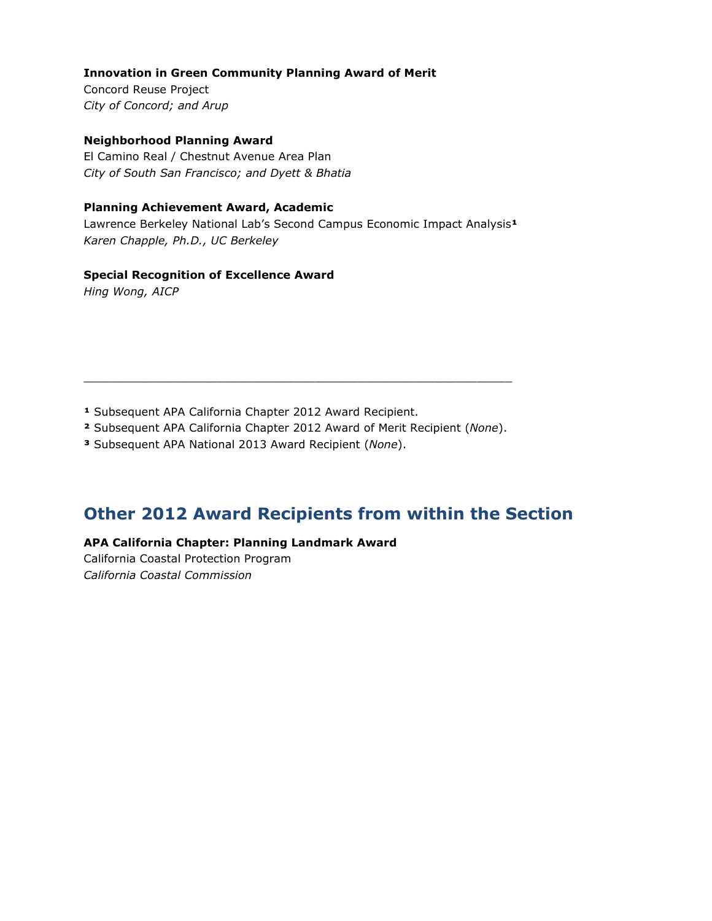**Innovation in Green Community Planning Award of Merit**
Concord Reuse Project
*City of Concord; and Arup*

**Neighborhood Planning Award**
El Camino Real / Chestnut Avenue Area Plan
*City of South San Francisco; and Dyett & Bhatia*

**Planning Achievement Award, Academic**
Lawrence Berkeley National Lab's Second Campus Economic Impact Analysis[1]
*Karen Chapple, Ph.D., UC Berkeley*

**Special Recognition of Excellence Award**
*Hing Wong, AICP*

---

[1] Subsequent APA California Chapter 2012 Award Recipient.
[2] Subsequent APA California Chapter 2012 Award of Merit Recipient (*None*).
[3] Subsequent APA National 2013 Award Recipient (*None*).

## Other 2012 Award Recipients from within the Section

**APA California Chapter: Planning Landmark Award**
California Coastal Protection Program
*California Coastal Commission*